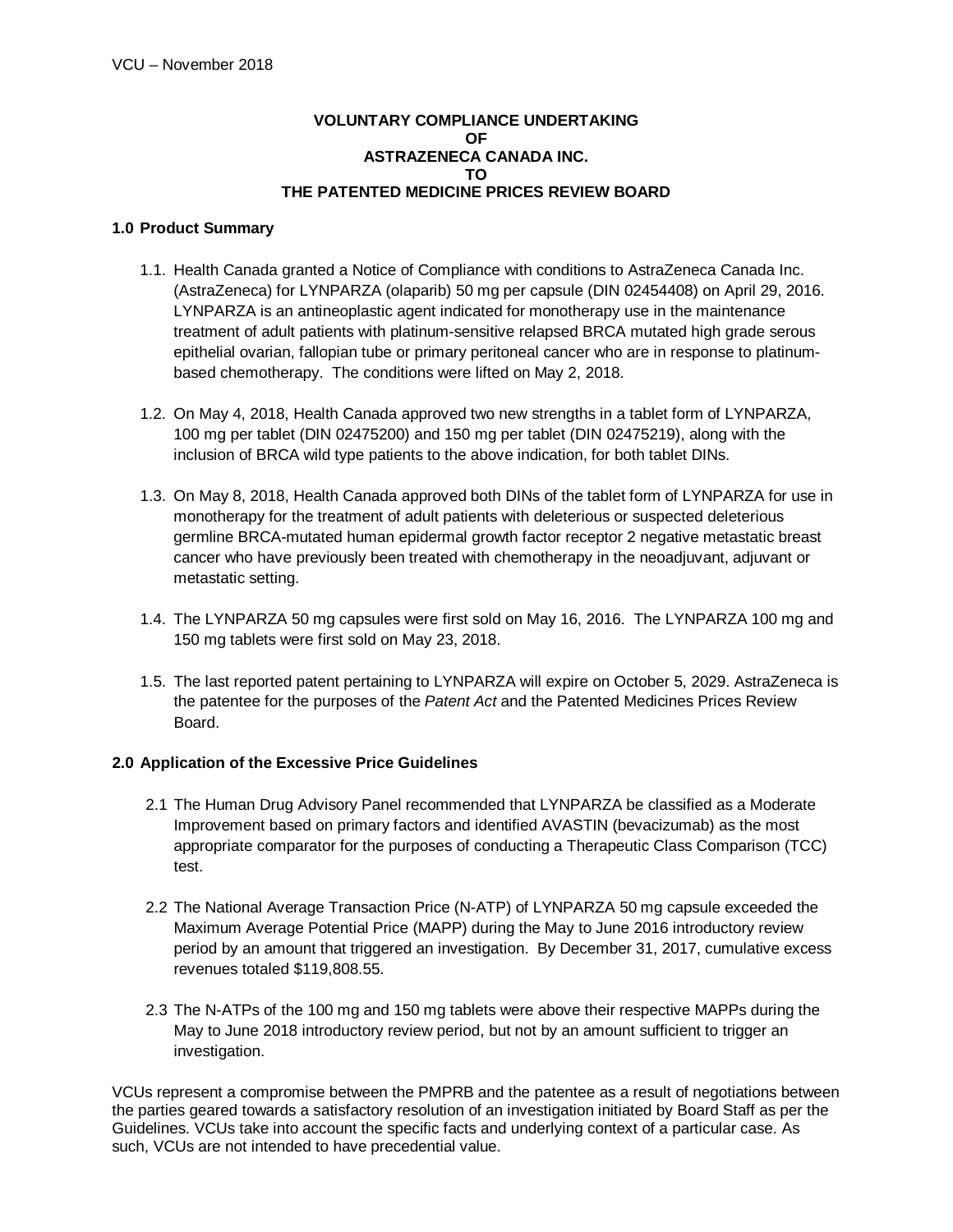# VOLUNTARY COMPLIANCE UNDERTAKING OF ASTRAZENECA CANADA INC. TO THE PATENTED MEDICINE PRICES REVIEW BOARD

## 1.0 Product Summary

1.1. Health Canada granted a Notice of Compliance with conditions to AstraZeneca Canada Inc. (AstraZeneca) for LYNPARZA (olaparib) 50 mg per capsule (DIN 02454408) on April 29, 2016. LYNPARZA is an antineoplastic agent indicated for monotherapy use in the maintenance treatment of adult patients with platinum-sensitive relapsed BRCA mutated high grade serous epithelial ovarian, fallopian tube or primary peritoneal cancer who are in response to platinum-based chemotherapy. The conditions were lifted on May 2, 2018.

1.2. On May 4, 2018, Health Canada approved two new strengths in a tablet form of LYNPARZA, 100 mg per tablet (DIN 02475200) and 150 mg per tablet (DIN 02475219), along with the inclusion of BRCA wild type patients to the above indication, for both tablet DINs.

1.3. On May 8, 2018, Health Canada approved both DINs of the tablet form of LYNPARZA for use in monotherapy for the treatment of adult patients with deleterious or suspected deleterious germline BRCA-mutated human epidermal growth factor receptor 2 negative metastatic breast cancer who have previously been treated with chemotherapy in the neoadjuvant, adjuvant or metastatic setting.

1.4. The LYNPARZA 50 mg capsules were first sold on May 16, 2016. The LYNPARZA 100 mg and 150 mg tablets were first sold on May 23, 2018.

1.5. The last reported patent pertaining to LYNPARZA will expire on October 5, 2029. AstraZeneca is the patentee for the purposes of the *Patent Act* and the Patented Medicines Prices Review Board.

## 2.0 Application of the Excessive Price Guidelines

2.1 The Human Drug Advisory Panel recommended that LYNPARZA be classified as a Moderate Improvement based on primary factors and identified AVASTIN (bevacizumab) as the most appropriate comparator for the purposes of conducting a Therapeutic Class Comparison (TCC) test.

2.2 The National Average Transaction Price (N-ATP) of LYNPARZA 50 mg capsule exceeded the Maximum Average Potential Price (MAPP) during the May to June 2016 introductory review period by an amount that triggered an investigation. By December 31, 2017, cumulative excess revenues totaled $119,808.55.

2.3 The N-ATPs of the 100 mg and 150 mg tablets were above their respective MAPPs during the May to June 2018 introductory review period, but not by an amount sufficient to trigger an investigation.

VCUs represent a compromise between the PMPRB and the patentee as a result of negotiations between the parties geared towards a satisfactory resolution of an investigation initiated by Board Staff as per the Guidelines. VCUs take into account the specific facts and underlying context of a particular case. As such, VCUs are not intended to have precedential value.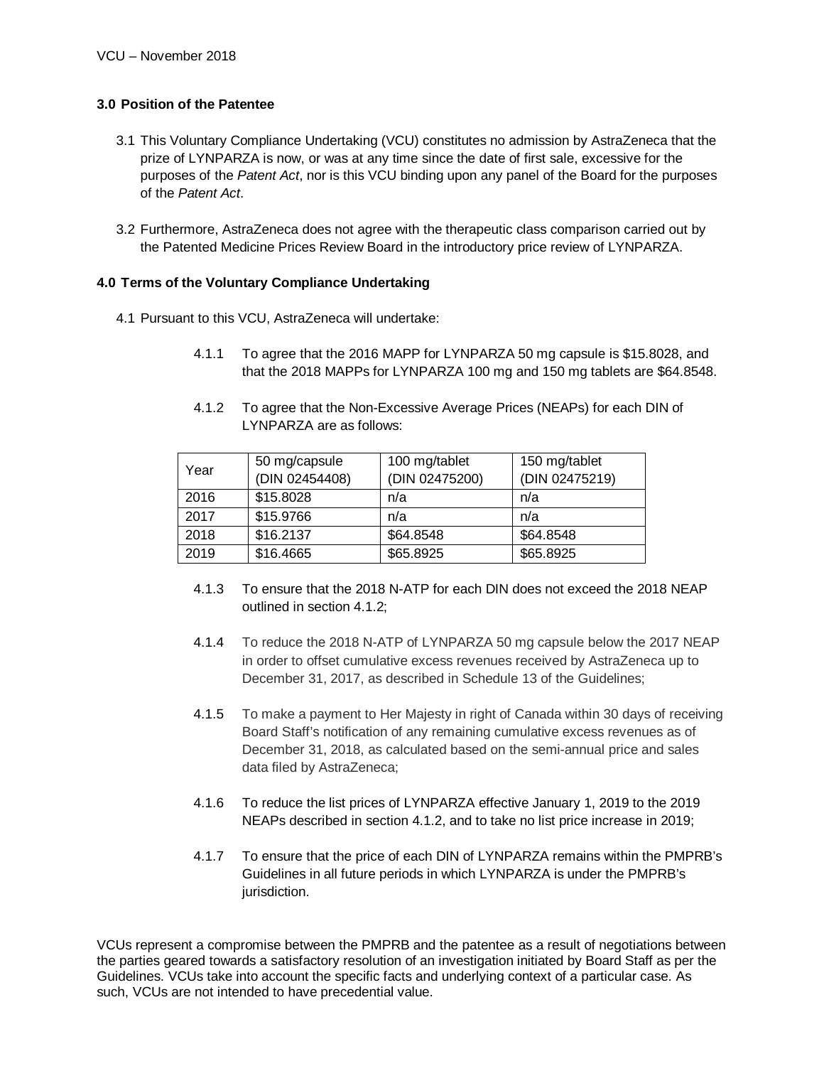### 3.0 Position of the Patentee

3.1 This Voluntary Compliance Undertaking (VCU) constitutes no admission by AstraZeneca that the prize of LYNPARZA is now, or was at any time since the date of first sale, excessive for the purposes of the *Patent Act*, nor is this VCU binding upon any panel of the Board for the purposes of the *Patent Act*.

3.2 Furthermore, AstraZeneca does not agree with the therapeutic class comparison carried out by the Patented Medicine Prices Review Board in the introductory price review of LYNPARZA.

### 4.0 Terms of the Voluntary Compliance Undertaking

4.1 Pursuant to this VCU, AstraZeneca will undertake:

4.1.1 To agree that the 2016 MAPP for LYNPARZA 50 mg capsule is $15.8028, and that the 2018 MAPPs for LYNPARZA 100 mg and 150 mg tablets are $64.8548.

4.1.2 To agree that the Non-Excessive Average Prices (NEAPs) for each DIN of LYNPARZA are as follows:

| Year | 50 mg/capsule (DIN 02454408) | 100 mg/tablet (DIN 02475200) | 150 mg/tablet (DIN 02475219) |
|---|---|---|---|
| 2016 | $15.8028 | n/a | n/a |
| 2017 | $15.9766 | n/a | n/a |
| 2018 | $16.2137 | $64.8548 | $64.8548 |
| 2019 | $16.4665 | $65.8925 | $65.8925 |

4.1.3 To ensure that the 2018 N-ATP for each DIN does not exceed the 2018 NEAP outlined in section 4.1.2;

4.1.4 To reduce the 2018 N-ATP of LYNPARZA 50 mg capsule below the 2017 NEAP in order to offset cumulative excess revenues received by AstraZeneca up to December 31, 2017, as described in Schedule 13 of the Guidelines;

4.1.5 To make a payment to Her Majesty in right of Canada within 30 days of receiving Board Staff's notification of any remaining cumulative excess revenues as of December 31, 2018, as calculated based on the semi-annual price and sales data filed by AstraZeneca;

4.1.6 To reduce the list prices of LYNPARZA effective January 1, 2019 to the 2019 NEAPs described in section 4.1.2, and to take no list price increase in 2019;

4.1.7 To ensure that the price of each DIN of LYNPARZA remains within the PMPRB's Guidelines in all future periods in which LYNPARZA is under the PMPRB's jurisdiction.

VCUs represent a compromise between the PMPRB and the patentee as a result of negotiations between the parties geared towards a satisfactory resolution of an investigation initiated by Board Staff as per the Guidelines. VCUs take into account the specific facts and underlying context of a particular case. As such, VCUs are not intended to have precedential value.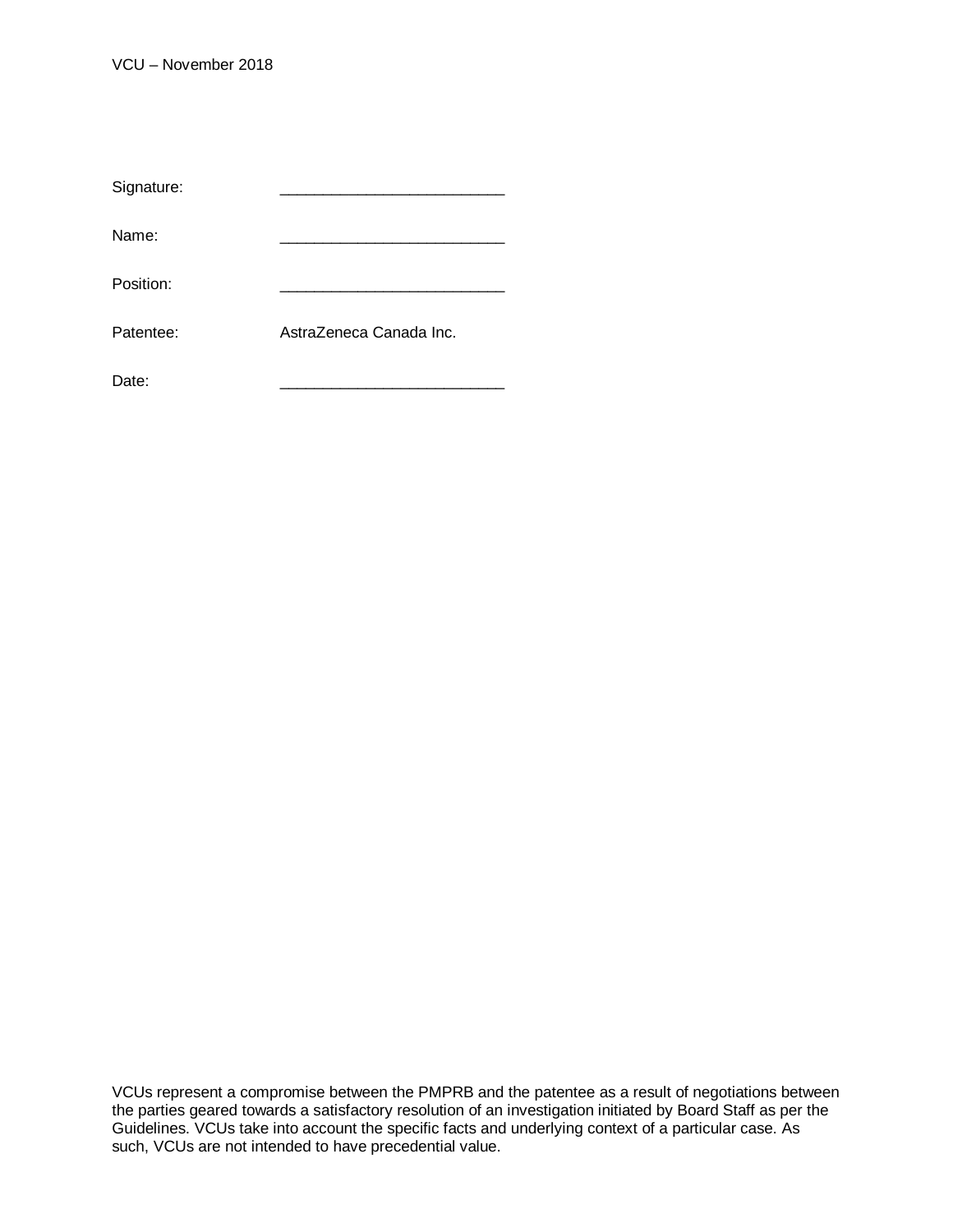Signature: ___________________________

Name: ___________________________

Position: ___________________________

Patentee: AstraZeneca Canada Inc.

Date: ___________________________

VCUs represent a compromise between the PMPRB and the patentee as a result of negotiations between the parties geared towards a satisfactory resolution of an investigation initiated by Board Staff as per the Guidelines. VCUs take into account the specific facts and underlying context of a particular case. As such, VCUs are not intended to have precedential value.